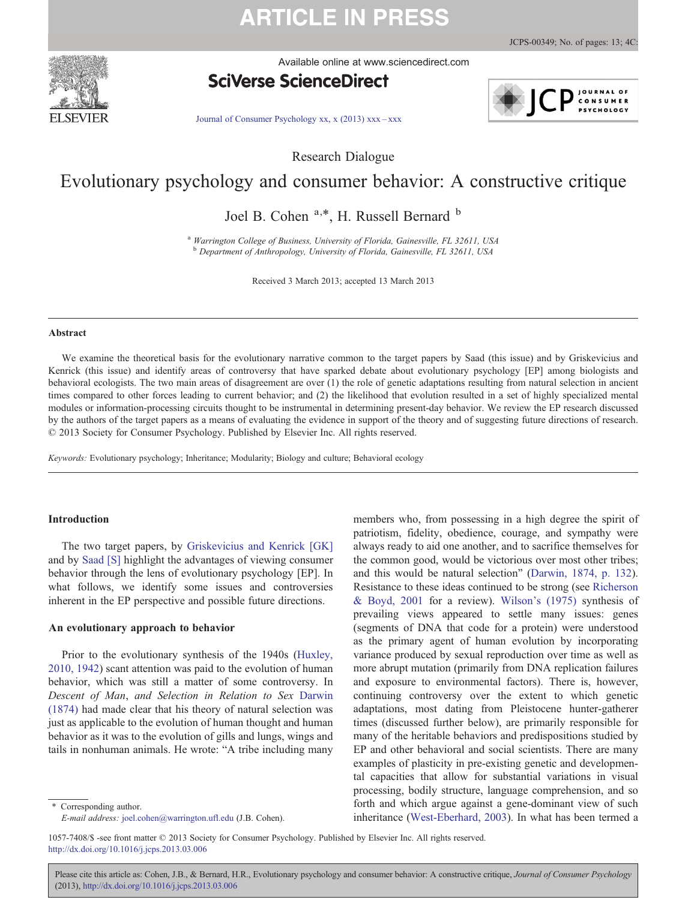Research Dialogue

# Evolutionary psychology and consumer behavior: A constructive critique

Joel B. Cohen [a,*], H. Russell Bernard [b]

[a] Warrington College of Business, University of Florida, Gainesville, FL 32611, USA
[b] Department of Anthropology, University of Florida, Gainesville, FL 32611, USA

Received 3 March 2013; accepted 13 March 2013

## Abstract

We examine the theoretical basis for the evolutionary narrative common to the target papers by Saad (this issue) and by Griskevicius and Kenrick (this issue) and identify areas of controversy that have sparked debate about evolutionary psychology [EP] among biologists and behavioral ecologists. The two main areas of disagreement are over (1) the role of genetic adaptations resulting from natural selection in ancient times compared to other forces leading to current behavior; and (2) the likelihood that evolution resulted in a set of highly specialized mental modules or information-processing circuits thought to be instrumental in determining present-day behavior. We review the EP research discussed by the authors of the target papers as a means of evaluating the evidence in support of the theory and of suggesting future directions of research.
© 2013 Society for Consumer Psychology. Published by Elsevier Inc. All rights reserved.

*Keywords:* Evolutionary psychology; Inheritance; Modularity; Biology and culture; Behavioral ecology

## Introduction

The two target papers, by Griskevicius and Kenrick [GK] and by Saad [S] highlight the advantages of viewing consumer behavior through the lens of evolutionary psychology [EP]. In what follows, we identify some issues and controversies inherent in the EP perspective and possible future directions.

## An evolutionary approach to behavior

Prior to the evolutionary synthesis of the 1940s (Huxley, 2010, 1942) scant attention was paid to the evolution of human behavior, which was still a matter of some controversy. In *Descent of Man*, *and Selection in Relation to Sex* Darwin (1874) had made clear that his theory of natural selection was just as applicable to the evolution of human thought and human behavior as it was to the evolution of gills and lungs, wings and tails in nonhuman animals. He wrote: "A tribe including many members who, from possessing in a high degree the spirit of patriotism, fidelity, obedience, courage, and sympathy were always ready to aid one another, and to sacrifice themselves for the common good, would be victorious over most other tribes; and this would be natural selection" (Darwin, 1874, p. 132). Resistance to these ideas continued to be strong (see Richerson & Boyd, 2001 for a review). Wilson's (1975) synthesis of prevailing views appeared to settle many issues: genes (segments of DNA that code for a protein) were understood as the primary agent of human evolution by incorporating variance produced by sexual reproduction over time as well as more abrupt mutation (primarily from DNA replication failures and exposure to environmental factors). There is, however, continuing controversy over the extent to which genetic adaptations, most dating from Pleistocene hunter-gatherer times (discussed further below), are primarily responsible for many of the heritable behaviors and predispositions studied by EP and other behavioral and social scientists. There are many examples of plasticity in pre-existing genetic and developmental capacities that allow for substantial variations in visual processing, bodily structure, language comprehension, and so forth and which argue against a gene-dominant view of such inheritance (West-Eberhard, 2003). In what has been termed a

\* Corresponding author.
*E-mail address:* joel.cohen@warrington.ufl.edu (J.B. Cohen).

1057-7408/$ -see front matter © 2013 Society for Consumer Psychology. Published by Elsevier Inc. All rights reserved.
http://dx.doi.org/10.1016/j.jcps.2013.03.006

Please cite this article as: Cohen, J.B., & Bernard, H.R., Evolutionary psychology and consumer behavior: A constructive critique, *Journal of Consumer Psychology* (2013), http://dx.doi.org/10.1016/j.jcps.2013.03.006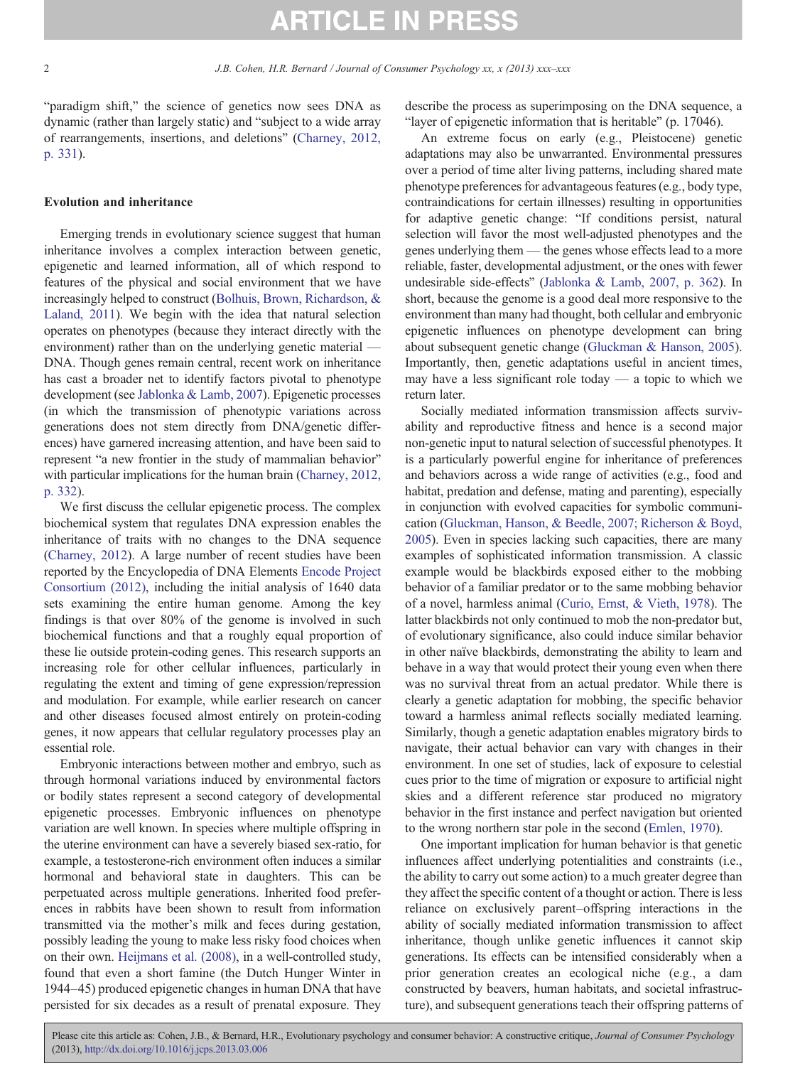"paradigm shift," the science of genetics now sees DNA as dynamic (rather than largely static) and "subject to a wide array of rearrangements, insertions, and deletions" (Charney, 2012, p. 331).

## Evolution and inheritance

Emerging trends in evolutionary science suggest that human inheritance involves a complex interaction between genetic, epigenetic and learned information, all of which respond to features of the physical and social environment that we have increasingly helped to construct (Bolhuis, Brown, Richardson, & Laland, 2011). We begin with the idea that natural selection operates on phenotypes (because they interact directly with the environment) rather than on the underlying genetic material — DNA. Though genes remain central, recent work on inheritance has cast a broader net to identify factors pivotal to phenotype development (see Jablonka & Lamb, 2007). Epigenetic processes (in which the transmission of phenotypic variations across generations does not stem directly from DNA/genetic differences) have garnered increasing attention, and have been said to represent "a new frontier in the study of mammalian behavior" with particular implications for the human brain (Charney, 2012, p. 332).

We first discuss the cellular epigenetic process. The complex biochemical system that regulates DNA expression enables the inheritance of traits with no changes to the DNA sequence (Charney, 2012). A large number of recent studies have been reported by the Encyclopedia of DNA Elements Encode Project Consortium (2012), including the initial analysis of 1640 data sets examining the entire human genome. Among the key findings is that over 80% of the genome is involved in such biochemical functions and that a roughly equal proportion of these lie outside protein-coding genes. This research supports an increasing role for other cellular influences, particularly in regulating the extent and timing of gene expression/repression and modulation. For example, while earlier research on cancer and other diseases focused almost entirely on protein-coding genes, it now appears that cellular regulatory processes play an essential role.

Embryonic interactions between mother and embryo, such as through hormonal variations induced by environmental factors or bodily states represent a second category of developmental epigenetic processes. Embryonic influences on phenotype variation are well known. In species where multiple offspring in the uterine environment can have a severely biased sex-ratio, for example, a testosterone-rich environment often induces a similar hormonal and behavioral state in daughters. This can be perpetuated across multiple generations. Inherited food preferences in rabbits have been shown to result from information transmitted via the mother's milk and feces during gestation, possibly leading the young to make less risky food choices when on their own. Heijmans et al. (2008), in a well-controlled study, found that even a short famine (the Dutch Hunger Winter in 1944–45) produced epigenetic changes in human DNA that have persisted for six decades as a result of prenatal exposure. They describe the process as superimposing on the DNA sequence, a "layer of epigenetic information that is heritable" (p. 17046).

An extreme focus on early (e.g., Pleistocene) genetic adaptations may also be unwarranted. Environmental pressures over a period of time alter living patterns, including shared mate phenotype preferences for advantageous features (e.g., body type, contraindications for certain illnesses) resulting in opportunities for adaptive genetic change: "If conditions persist, natural selection will favor the most well-adjusted phenotypes and the genes underlying them — the genes whose effects lead to a more reliable, faster, developmental adjustment, or the ones with fewer undesirable side-effects" (Jablonka & Lamb, 2007, p. 362). In short, because the genome is a good deal more responsive to the environment than many had thought, both cellular and embryonic epigenetic influences on phenotype development can bring about subsequent genetic change (Gluckman & Hanson, 2005). Importantly, then, genetic adaptations useful in ancient times, may have a less significant role today — a topic to which we return later.

Socially mediated information transmission affects survivability and reproductive fitness and hence is a second major non-genetic input to natural selection of successful phenotypes. It is a particularly powerful engine for inheritance of preferences and behaviors across a wide range of activities (e.g., food and habitat, predation and defense, mating and parenting), especially in conjunction with evolved capacities for symbolic communication (Gluckman, Hanson, & Beedle, 2007; Richerson & Boyd, 2005). Even in species lacking such capacities, there are many examples of sophisticated information transmission. A classic example would be blackbirds exposed either to the mobbing behavior of a familiar predator or to the same mobbing behavior of a novel, harmless animal (Curio, Ernst, & Vieth, 1978). The latter blackbirds not only continued to mob the non-predator but, of evolutionary significance, also could induce similar behavior in other naïve blackbirds, demonstrating the ability to learn and behave in a way that would protect their young even when there was no survival threat from an actual predator. While there is clearly a genetic adaptation for mobbing, the specific behavior toward a harmless animal reflects socially mediated learning. Similarly, though a genetic adaptation enables migratory birds to navigate, their actual behavior can vary with changes in their environment. In one set of studies, lack of exposure to celestial cues prior to the time of migration or exposure to artificial night skies and a different reference star produced no migratory behavior in the first instance and perfect navigation but oriented to the wrong northern star pole in the second (Emlen, 1970).

One important implication for human behavior is that genetic influences affect underlying potentialities and constraints (i.e., the ability to carry out some action) to a much greater degree than they affect the specific content of a thought or action. There is less reliance on exclusively parent–offspring interactions in the ability of socially mediated information transmission to affect inheritance, though unlike genetic influences it cannot skip generations. Its effects can be intensified considerably when a prior generation creates an ecological niche (e.g., a dam constructed by beavers, human habitats, and societal infrastructure), and subsequent generations teach their offspring patterns of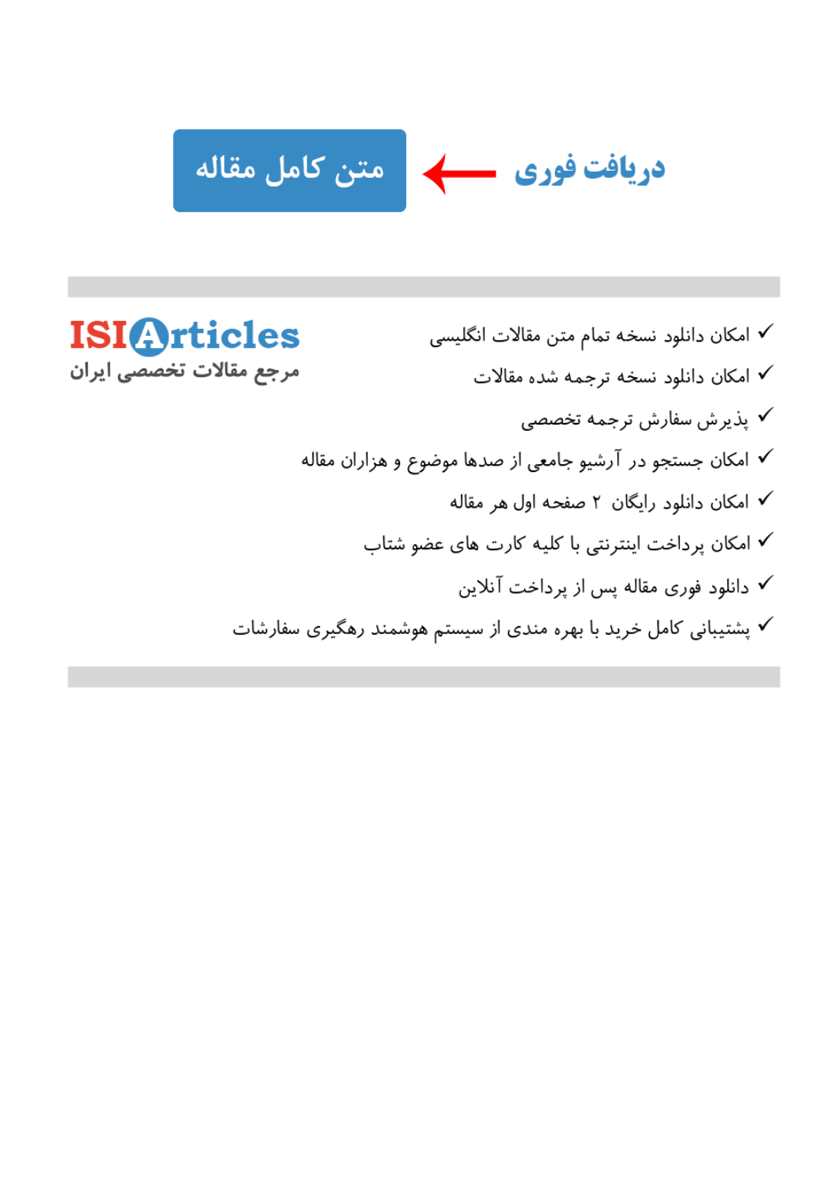دریافت فوری ← متن کامل مقاله

**ISIArticles**
مرجع مقالات تخصصی ایران

- ✓ امکان دانلود نسخه تمام متن مقالات انگلیسی
- ✓ امکان دانلود نسخه ترجمه شده مقالات
- ✓ پذیرش سفارش ترجمه تخصصی
- ✓ امکان جستجو در آرشیو جامعی از صدها موضوع و هزاران مقاله
- ✓ امکان دانلود رایگان ۲ صفحه اول هر مقاله
- ✓ امکان پرداخت اینترنتی با کلیه کارت های عضو شتاب
- ✓ دانلود فوری مقاله پس از پرداخت آنلاین
- ✓ پشتیبانی کامل خرید با بهره مندی از سیستم هوشمند رهگیری سفارشات